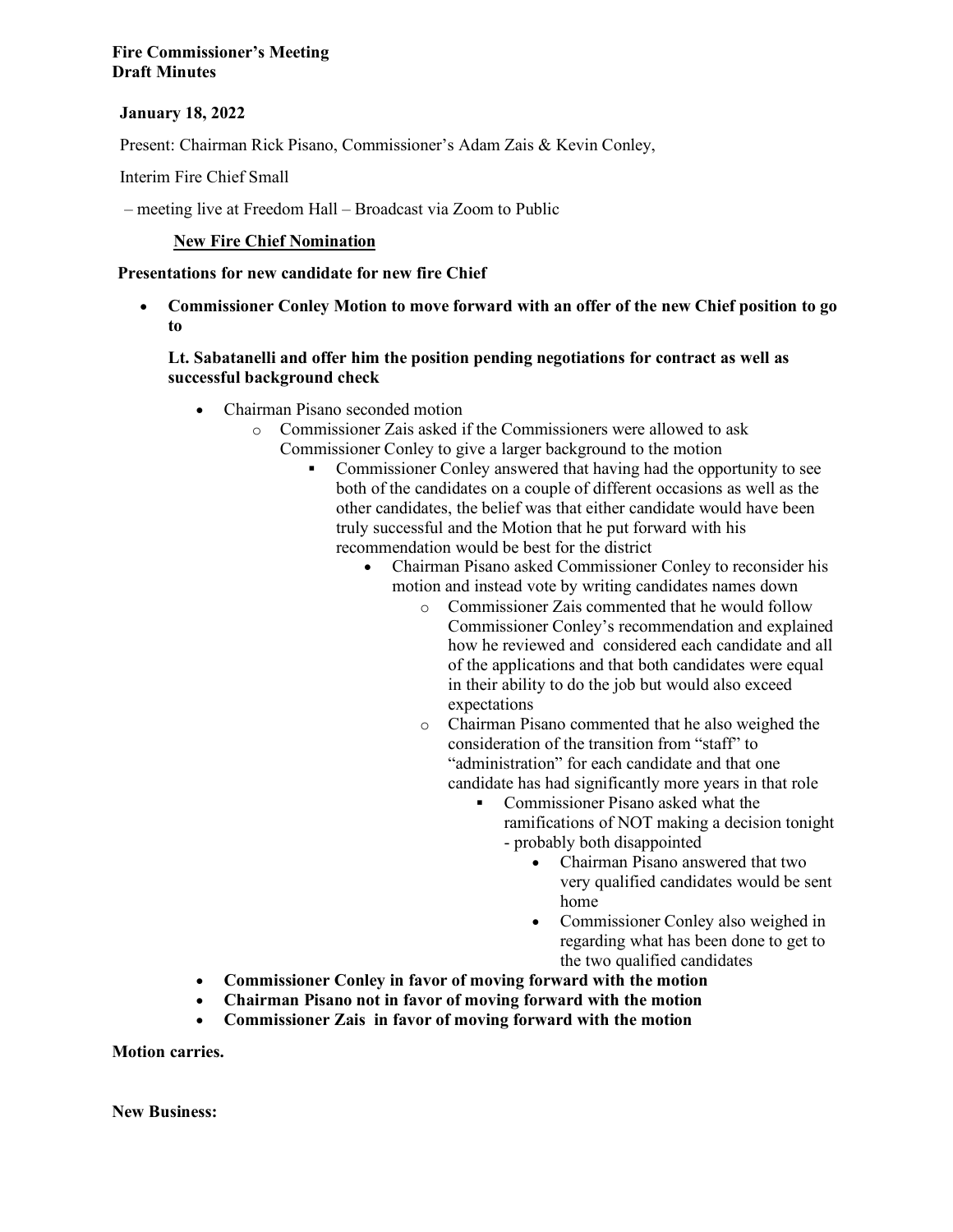**Fire Commissioner's Meeting**
**Draft Minutes**

**January 18, 2022**

Present: Chairman Rick Pisano, Commissioner's Adam Zais & Kevin Conley,

Interim Fire Chief Small

– meeting live at Freedom Hall – Broadcast via Zoom to Public

**<u>New Fire Chief Nomination</u>**

**Presentations for new candidate for new fire Chief**

- **Commissioner Conley Motion to move forward with an offer of the new Chief position to go to**

  **Lt. Sabatanelli and offer him the position pending negotiations for contract as well as successful background check**

  - Chairman Pisano seconded motion
    - Commissioner Zais asked if the Commissioners were allowed to ask Commissioner Conley to give a larger background to the motion
      - Commissioner Conley answered that having had the opportunity to see both of the candidates on a couple of different occasions as well as the other candidates, the belief was that either candidate would have been truly successful and the Motion that he put forward with his recommendation would be best for the district
        - Chairman Pisano asked Commissioner Conley to reconsider his motion and instead vote by writing candidates names down
          - Commissioner Zais commented that he would follow Commissioner Conley's recommendation and explained how he reviewed and considered each candidate and all of the applications and that both candidates were equal in their ability to do the job but would also exceed expectations
          - Chairman Pisano commented that he also weighed the consideration of the transition from "staff" to "administration" for each candidate and that one candidate has had significantly more years in that role
            - Commissioner Pisano asked what the ramifications of NOT making a decision tonight - probably both disappointed
              - Chairman Pisano answered that two very qualified candidates would be sent home
              - Commissioner Conley also weighed in regarding what has been done to get to the two qualified candidates
  - **Commissioner Conley in favor of moving forward with the motion**
  - **Chairman Pisano not in favor of moving forward with the motion**
  - **Commissioner Zais in favor of moving forward with the motion**

**Motion carries.**

**New Business:**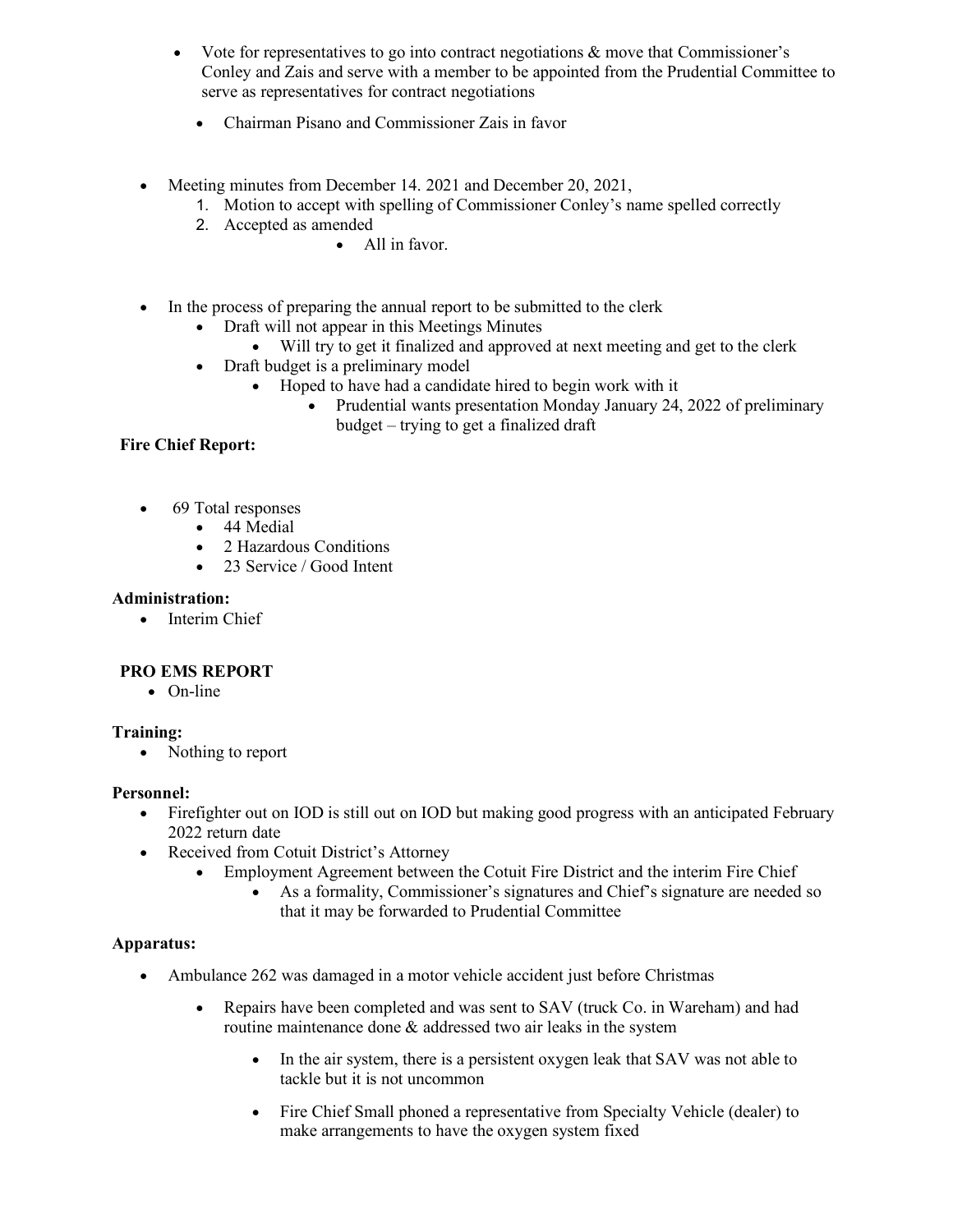- Vote for representatives to go into contract negotiations & move that Commissioner's Conley and Zais and serve with a member to be appointed from the Prudential Committee to serve as representatives for contract negotiations
    - Chairman Pisano and Commissioner Zais in favor

- Meeting minutes from December 14. 2021 and December 20, 2021,
    1. Motion to accept with spelling of Commissioner Conley's name spelled correctly
    2. Accepted as amended
        - All in favor.

- In the process of preparing the annual report to be submitted to the clerk
    - Draft will not appear in this Meetings Minutes
        - Will try to get it finalized and approved at next meeting and get to the clerk
    - Draft budget is a preliminary model
        - Hoped to have had a candidate hired to begin work with it
            - Prudential wants presentation Monday January 24, 2022 of preliminary budget – trying to get a finalized draft

**Fire Chief Report:**

- 69 Total responses
    - 44 Medial
    - 2 Hazardous Conditions
    - 23 Service / Good Intent

**Administration:**

- Interim Chief

**PRO EMS REPORT**

- On-line

**Training:**

- Nothing to report

**Personnel:**

- Firefighter out on IOD is still out on IOD but making good progress with an anticipated February 2022 return date
- Received from Cotuit District's Attorney
    - Employment Agreement between the Cotuit Fire District and the interim Fire Chief
        - As a formality, Commissioner's signatures and Chief's signature are needed so that it may be forwarded to Prudential Committee

**Apparatus:**

- Ambulance 262 was damaged in a motor vehicle accident just before Christmas
    - Repairs have been completed and was sent to SAV (truck Co. in Wareham) and had routine maintenance done & addressed two air leaks in the system
        - In the air system, there is a persistent oxygen leak that SAV was not able to tackle but it is not uncommon
        - Fire Chief Small phoned a representative from Specialty Vehicle (dealer) to make arrangements to have the oxygen system fixed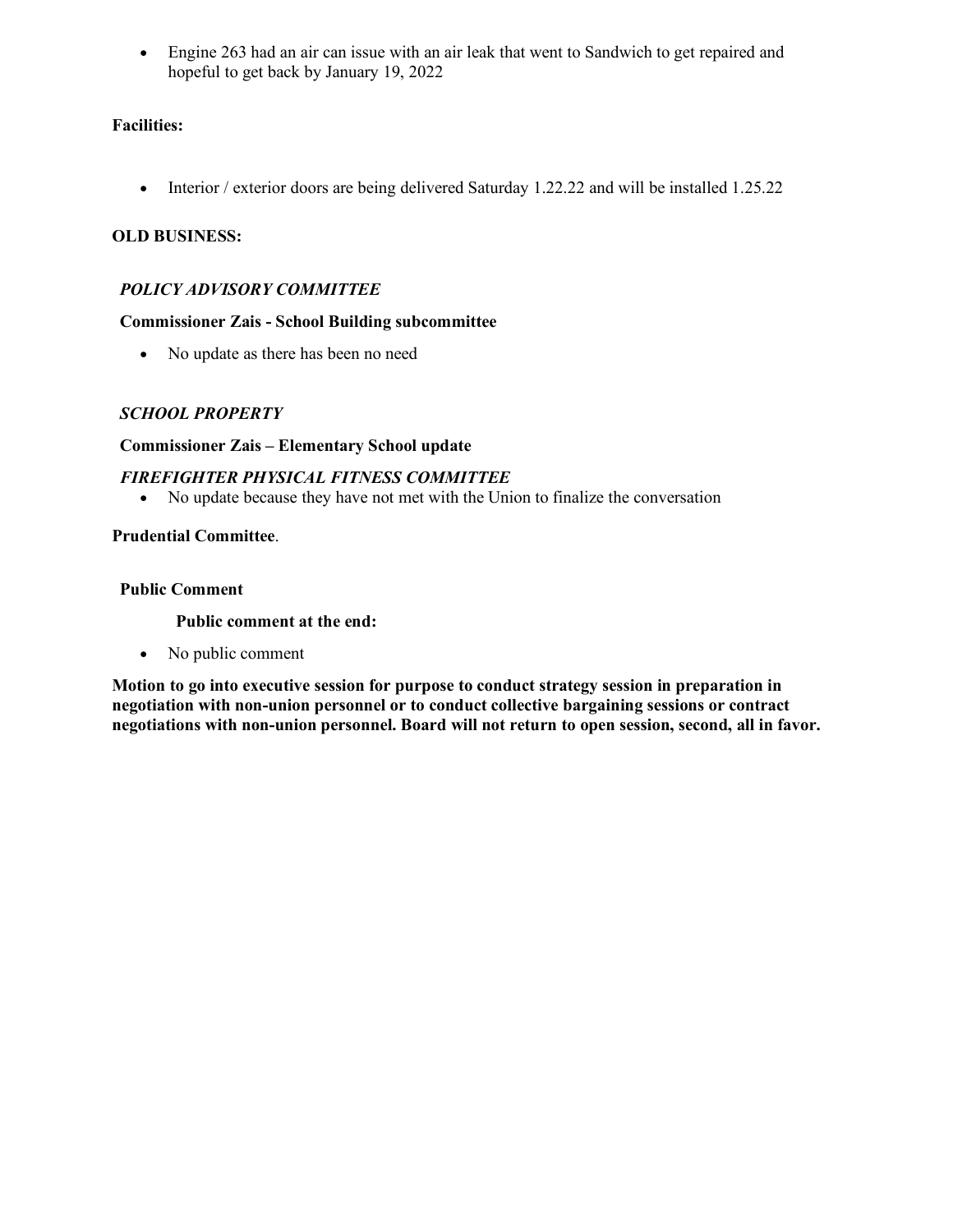- Engine 263 had an air can issue with an air leak that went to Sandwich to get repaired and hopeful to get back by January 19, 2022

**Facilities:**

- Interior / exterior doors are being delivered Saturday 1.22.22 and will be installed 1.25.22

**OLD BUSINESS:**

***POLICY ADVISORY COMMITTEE***

**Commissioner Zais - School Building subcommittee**

- No update as there has been no need

***SCHOOL PROPERTY***

**Commissioner Zais – Elementary School update**

***FIREFIGHTER PHYSICAL FITNESS COMMITTEE***

- No update because they have not met with the Union to finalize the conversation

**Prudential Committee**.

**Public Comment**

**Public comment at the end:**

- No public comment

**Motion to go into executive session for purpose to conduct strategy session in preparation in negotiation with non-union personnel or to conduct collective bargaining sessions or contract negotiations with non-union personnel. Board will not return to open session, second, all in favor.**